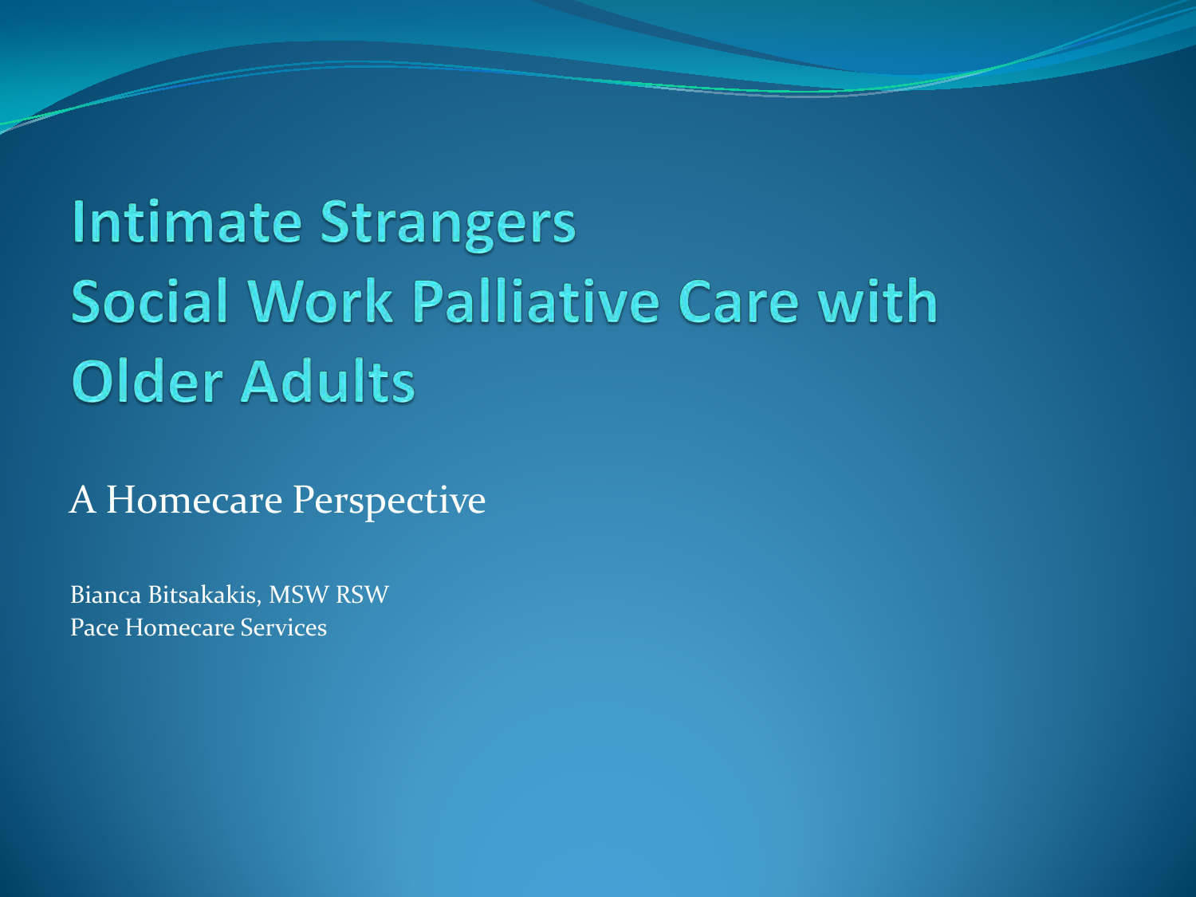# Intimate Strangers
# Social Work Palliative Care with Older Adults

A Homecare Perspective

Bianca Bitsakakis, MSW RSW
Pace Homecare Services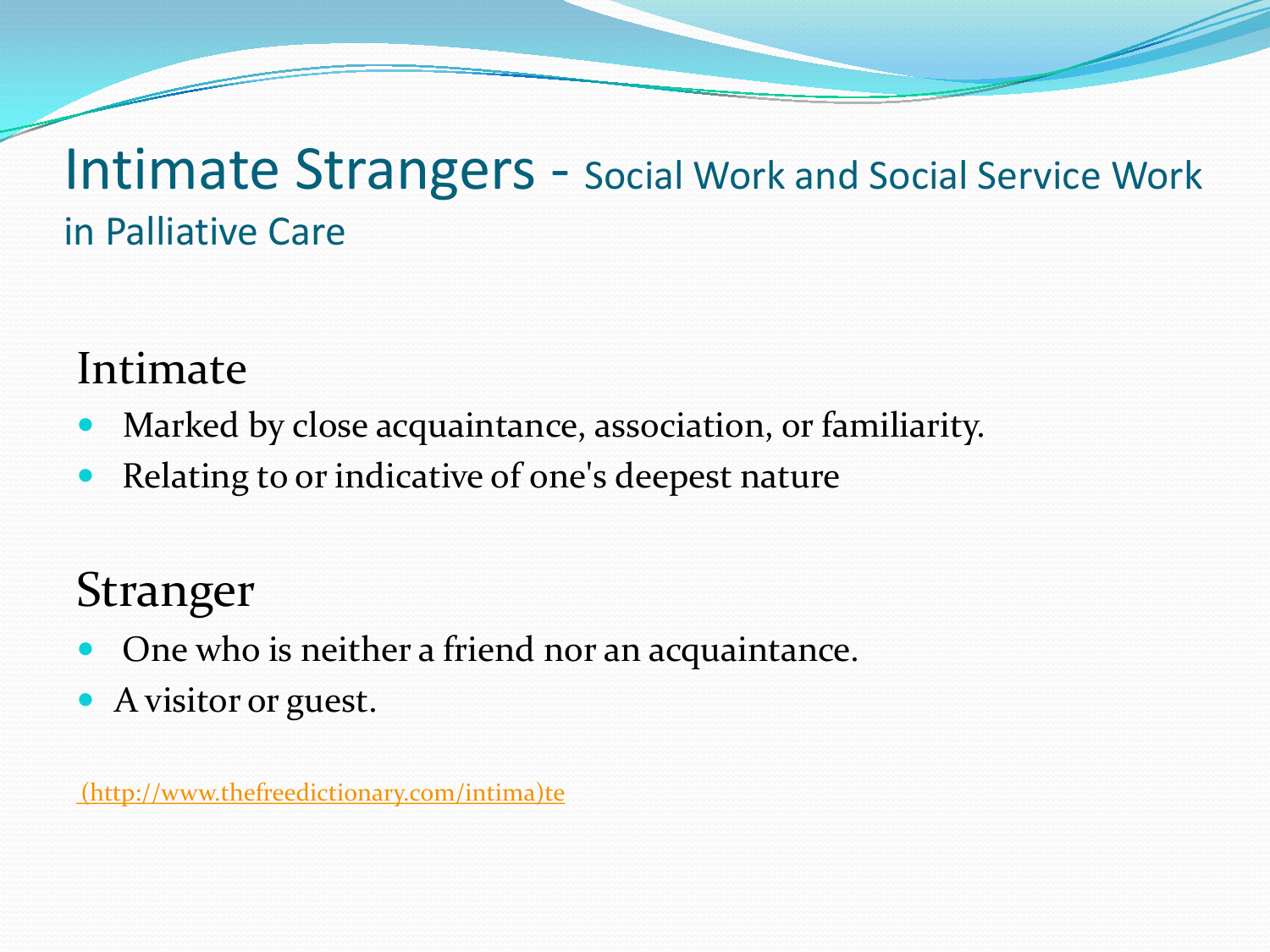# Intimate Strangers - Social Work and Social Service Work in Palliative Care

## Intimate

- Marked by close acquaintance, association, or familiarity.
- Relating to or indicative of one's deepest nature

## Stranger

- One who is neither a friend nor an acquaintance.
- A visitor or guest.

(http://www.thefreedictionary.com/intima)te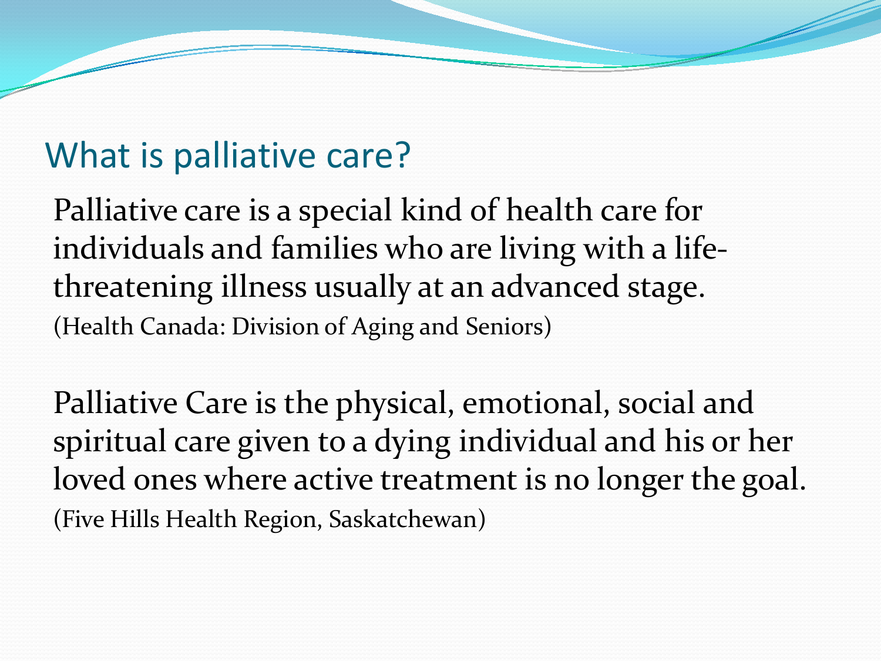## What is palliative care?

Palliative care is a special kind of health care for individuals and families who are living with a life-threatening illness usually at an advanced stage.
(Health Canada: Division of Aging and Seniors)

Palliative Care is the physical, emotional, social and spiritual care given to a dying individual and his or her loved ones where active treatment is no longer the goal.
(Five Hills Health Region, Saskatchewan)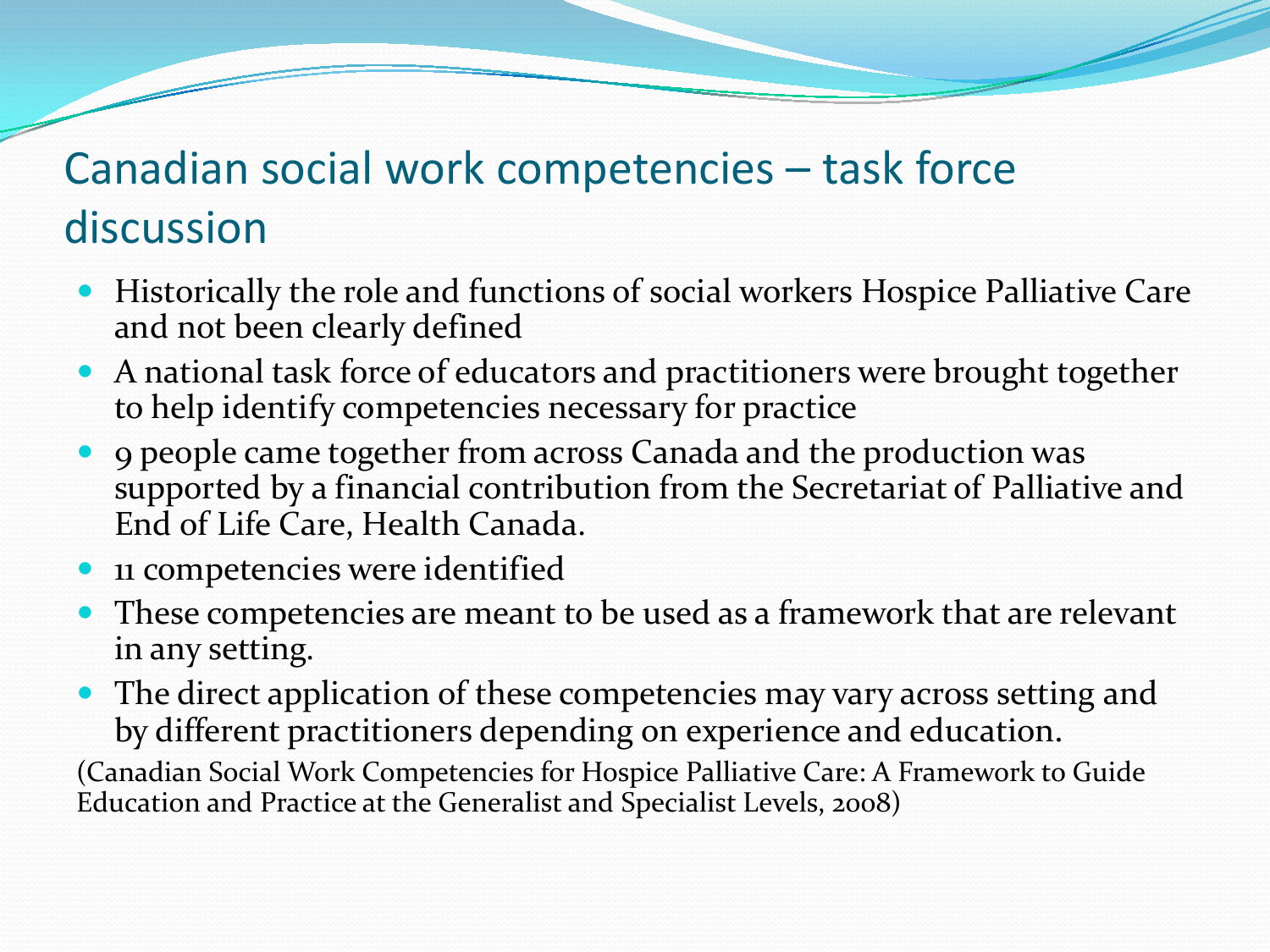# Canadian social work competencies – task force discussion

- Historically the role and functions of social workers Hospice Palliative Care and not been clearly defined
- A national task force of educators and practitioners were brought together to help identify competencies necessary for practice
- 9 people came together from across Canada and the production was supported by a financial contribution from the Secretariat of Palliative and End of Life Care, Health Canada.
- 11 competencies were identified
- These competencies are meant to be used as a framework that are relevant in any setting.
- The direct application of these competencies may vary across setting and by different practitioners depending on experience and education.

(Canadian Social Work Competencies for Hospice Palliative Care: A Framework to Guide Education and Practice at the Generalist and Specialist Levels, 2008)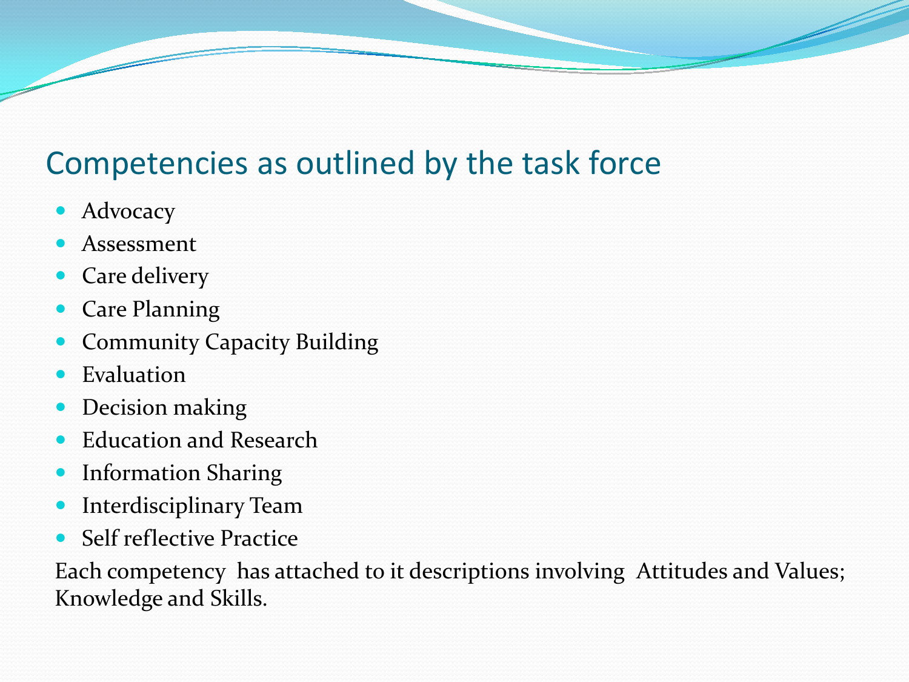# Competencies as outlined by the task force

- Advocacy
- Assessment
- Care delivery
- Care Planning
- Community Capacity Building
- Evaluation
- Decision making
- Education and Research
- Information Sharing
- Interdisciplinary Team
- Self reflective Practice

Each competency has attached to it descriptions involving Attitudes and Values; Knowledge and Skills.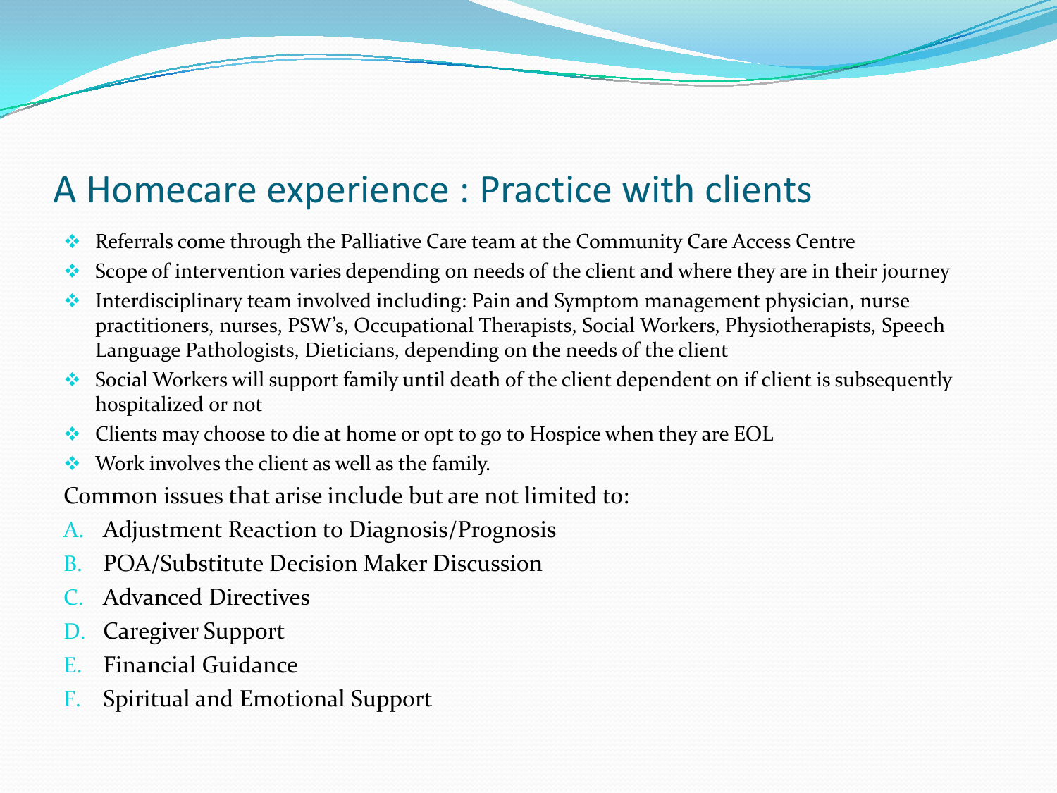# A Homecare experience : Practice with clients

- Referrals come through the Palliative Care team at the Community Care Access Centre
- Scope of intervention varies depending on needs of the client and where they are in their journey
- Interdisciplinary team involved including: Pain and Symptom management physician, nurse practitioners, nurses, PSW's, Occupational Therapists, Social Workers, Physiotherapists, Speech Language Pathologists, Dieticians, depending on the needs of the client
- Social Workers will support family until death of the client dependent on if client is subsequently hospitalized or not
- Clients may choose to die at home or opt to go to Hospice when they are EOL
- Work involves the client as well as the family.

Common issues that arise include but are not limited to:

A. Adjustment Reaction to Diagnosis/Prognosis
B. POA/Substitute Decision Maker Discussion
C. Advanced Directives
D. Caregiver Support
E. Financial Guidance
F. Spiritual and Emotional Support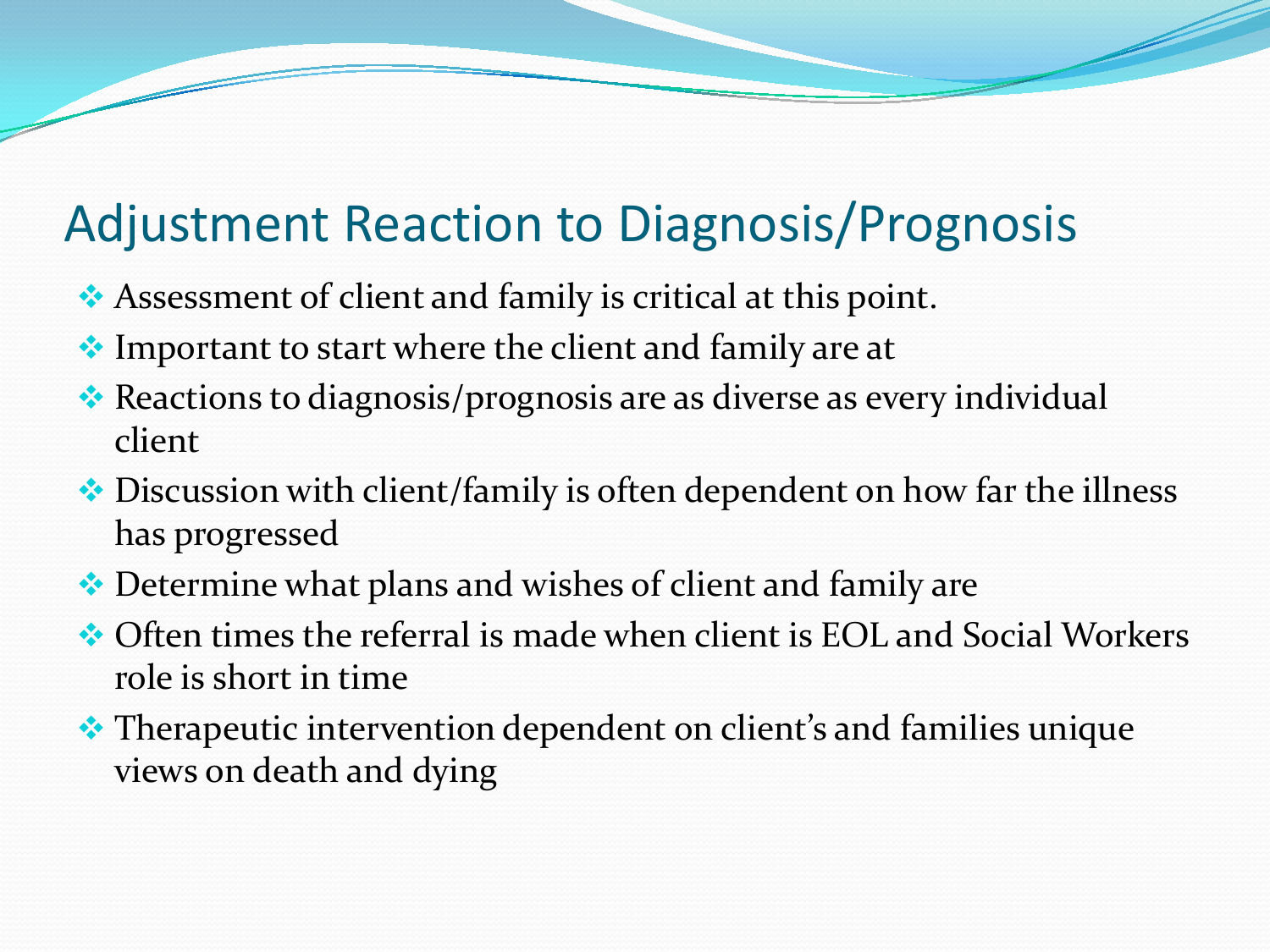## Adjustment Reaction to Diagnosis/Prognosis

- Assessment of client and family is critical at this point.
- Important to start where the client and family are at
- Reactions to diagnosis/prognosis are as diverse as every individual client
- Discussion with client/family is often dependent on how far the illness has progressed
- Determine what plans and wishes of client and family are
- Often times the referral is made when client is EOL and Social Workers role is short in time
- Therapeutic intervention dependent on client's and families unique views on death and dying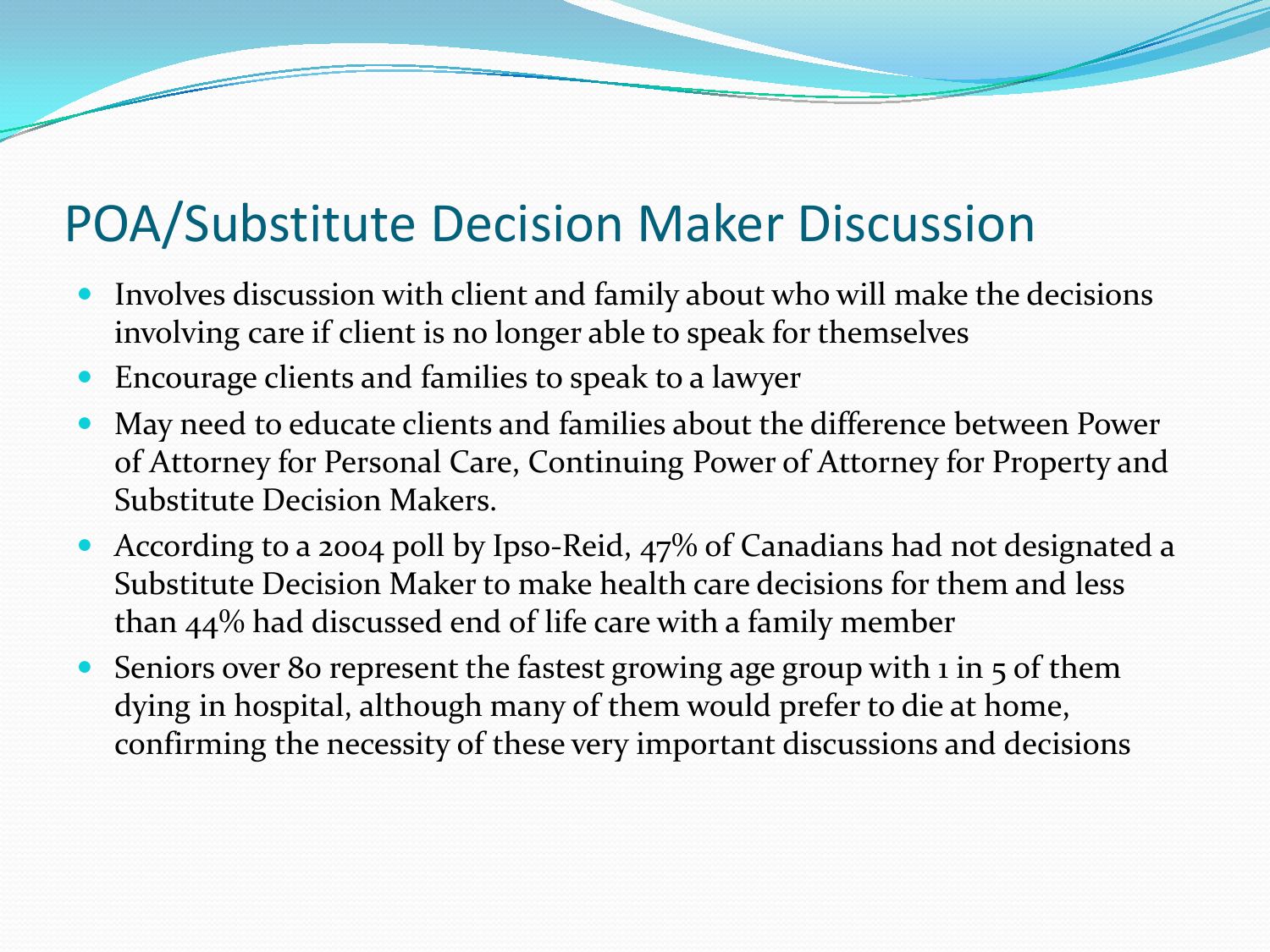# POA/Substitute Decision Maker Discussion

- Involves discussion with client and family about who will make the decisions involving care if client is no longer able to speak for themselves
- Encourage clients and families to speak to a lawyer
- May need to educate clients and families about the difference between Power of Attorney for Personal Care, Continuing Power of Attorney for Property and Substitute Decision Makers.
- According to a 2004 poll by Ipso-Reid, 47% of Canadians had not designated a Substitute Decision Maker to make health care decisions for them and less than 44% had discussed end of life care with a family member
- Seniors over 80 represent the fastest growing age group with 1 in 5 of them dying in hospital, although many of them would prefer to die at home, confirming the necessity of these very important discussions and decisions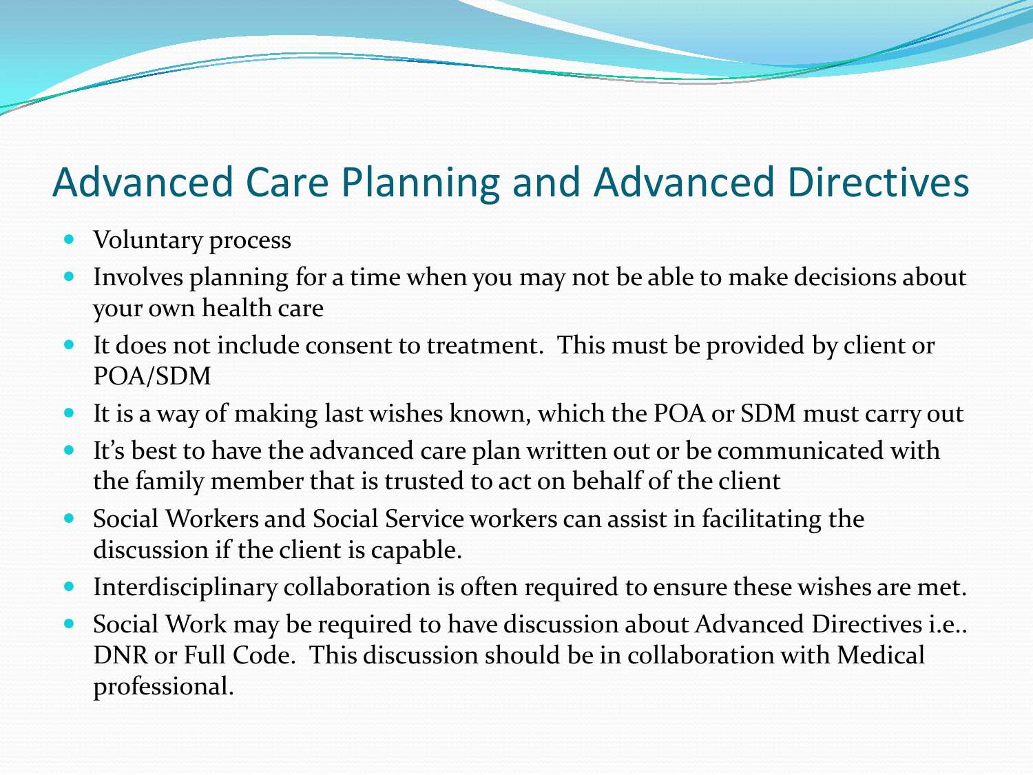# Advanced Care Planning and Advanced Directives

- Voluntary process
- Involves planning for a time when you may not be able to make decisions about your own health care
- It does not include consent to treatment. This must be provided by client or POA/SDM
- It is a way of making last wishes known, which the POA or SDM must carry out
- It's best to have the advanced care plan written out or be communicated with the family member that is trusted to act on behalf of the client
- Social Workers and Social Service workers can assist in facilitating the discussion if the client is capable.
- Interdisciplinary collaboration is often required to ensure these wishes are met.
- Social Work may be required to have discussion about Advanced Directives i.e.. DNR or Full Code. This discussion should be in collaboration with Medical professional.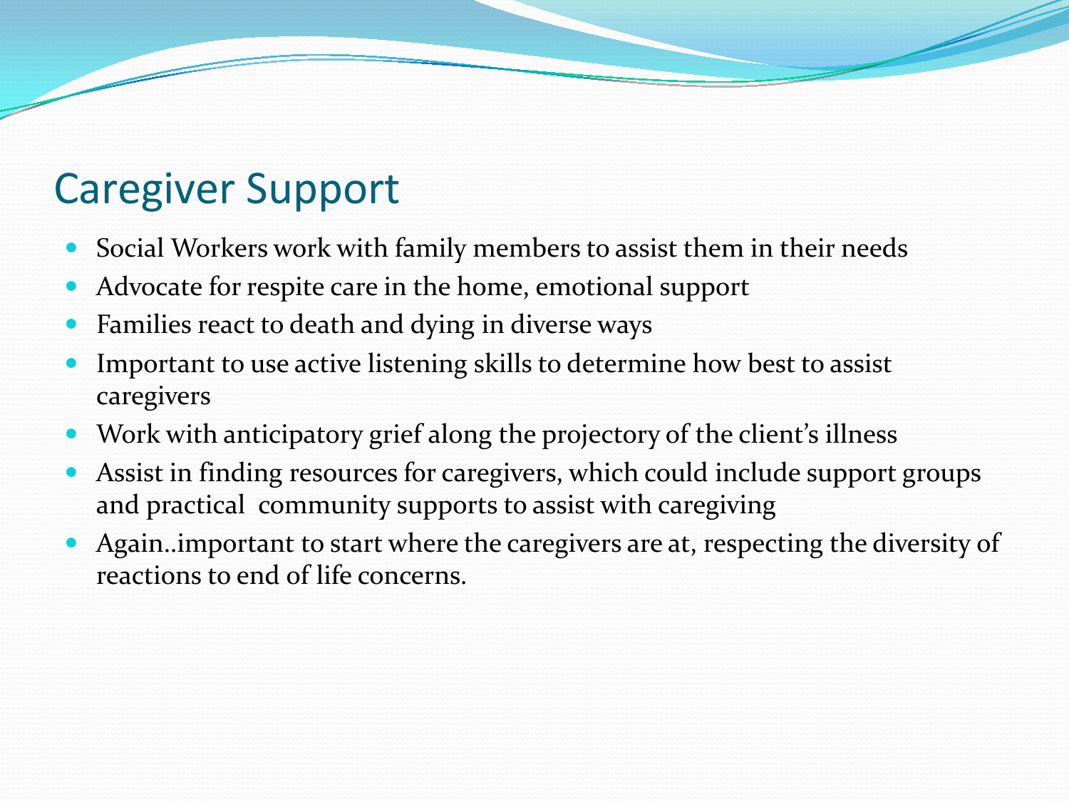# Caregiver Support

- Social Workers work with family members to assist them in their needs
- Advocate for respite care in the home, emotional support
- Families react to death and dying in diverse ways
- Important to use active listening skills to determine how best to assist caregivers
- Work with anticipatory grief along the projectory of the client's illness
- Assist in finding resources for caregivers, which could include support groups and practical community supports to assist with caregiving
- Again..important to start where the caregivers are at, respecting the diversity of reactions to end of life concerns.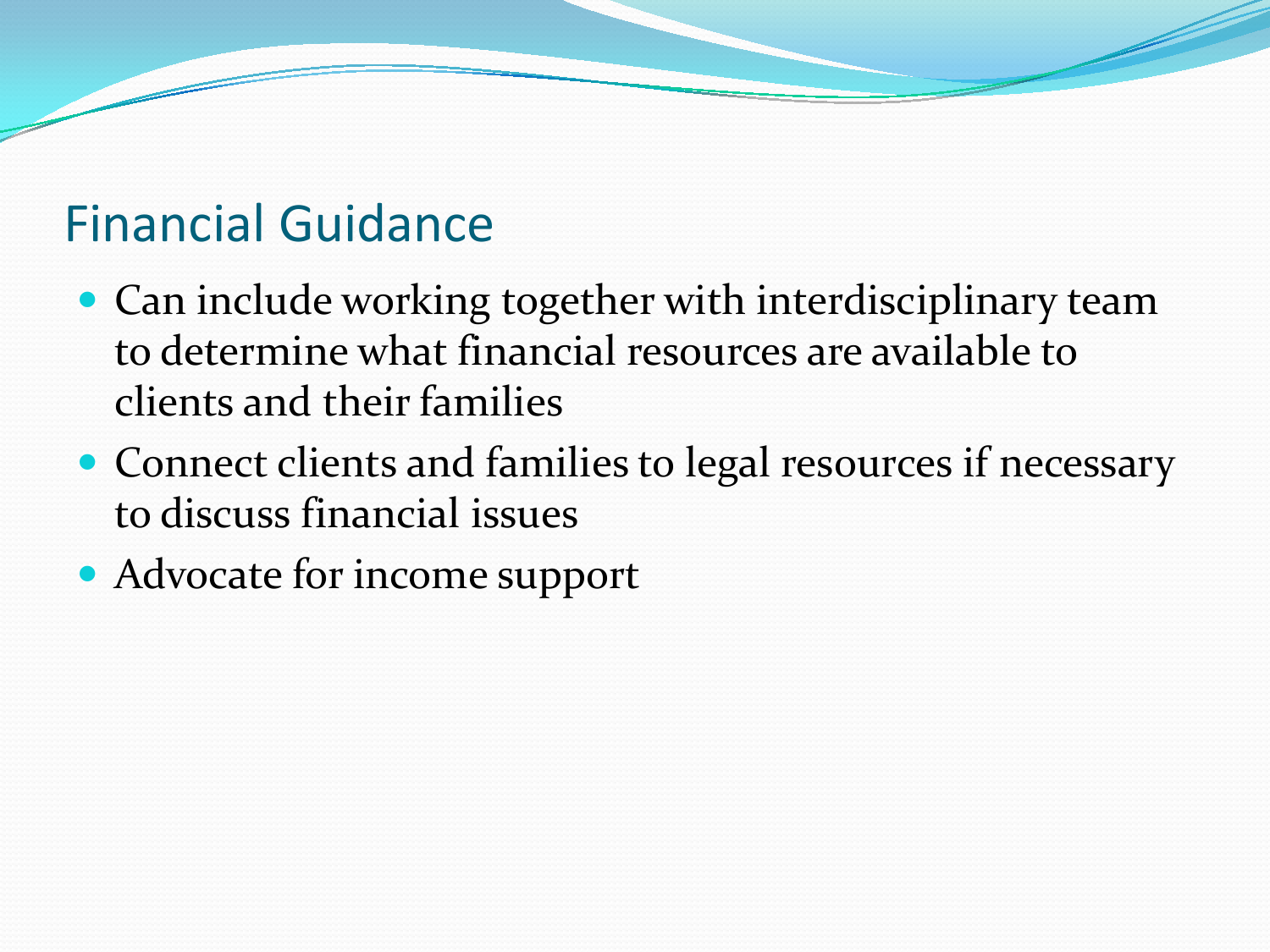## Financial Guidance

- Can include working together with interdisciplinary team to determine what financial resources are available to clients and their families
- Connect clients and families to legal resources if necessary to discuss financial issues
- Advocate for income support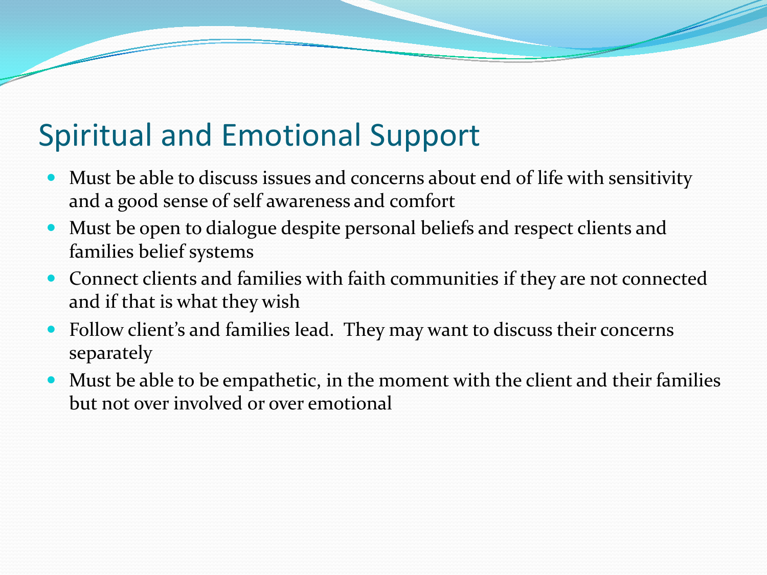# Spiritual and Emotional Support

- Must be able to discuss issues and concerns about end of life with sensitivity and a good sense of self awareness and comfort
- Must be open to dialogue despite personal beliefs and respect clients and families belief systems
- Connect clients and families with faith communities if they are not connected and if that is what they wish
- Follow client's and families lead.  They may want to discuss their concerns separately
- Must be able to be empathetic, in the moment with the client and their families but not over involved or over emotional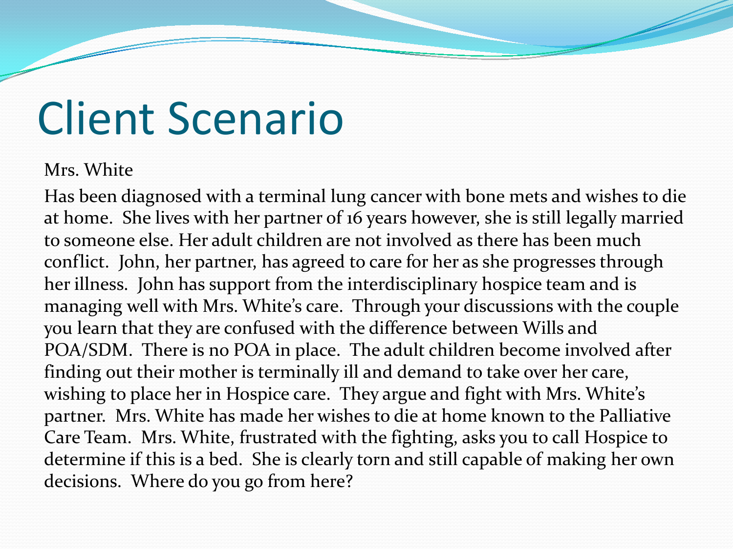# Client Scenario

Mrs. White

Has been diagnosed with a terminal lung cancer with bone mets and wishes to die at home. She lives with her partner of 16 years however, she is still legally married to someone else. Her adult children are not involved as there has been much conflict. John, her partner, has agreed to care for her as she progresses through her illness. John has support from the interdisciplinary hospice team and is managing well with Mrs. White's care. Through your discussions with the couple you learn that they are confused with the difference between Wills and POA/SDM. There is no POA in place. The adult children become involved after finding out their mother is terminally ill and demand to take over her care, wishing to place her in Hospice care. They argue and fight with Mrs. White's partner. Mrs. White has made her wishes to die at home known to the Palliative Care Team. Mrs. White, frustrated with the fighting, asks you to call Hospice to determine if this is a bed. She is clearly torn and still capable of making her own decisions. Where do you go from here?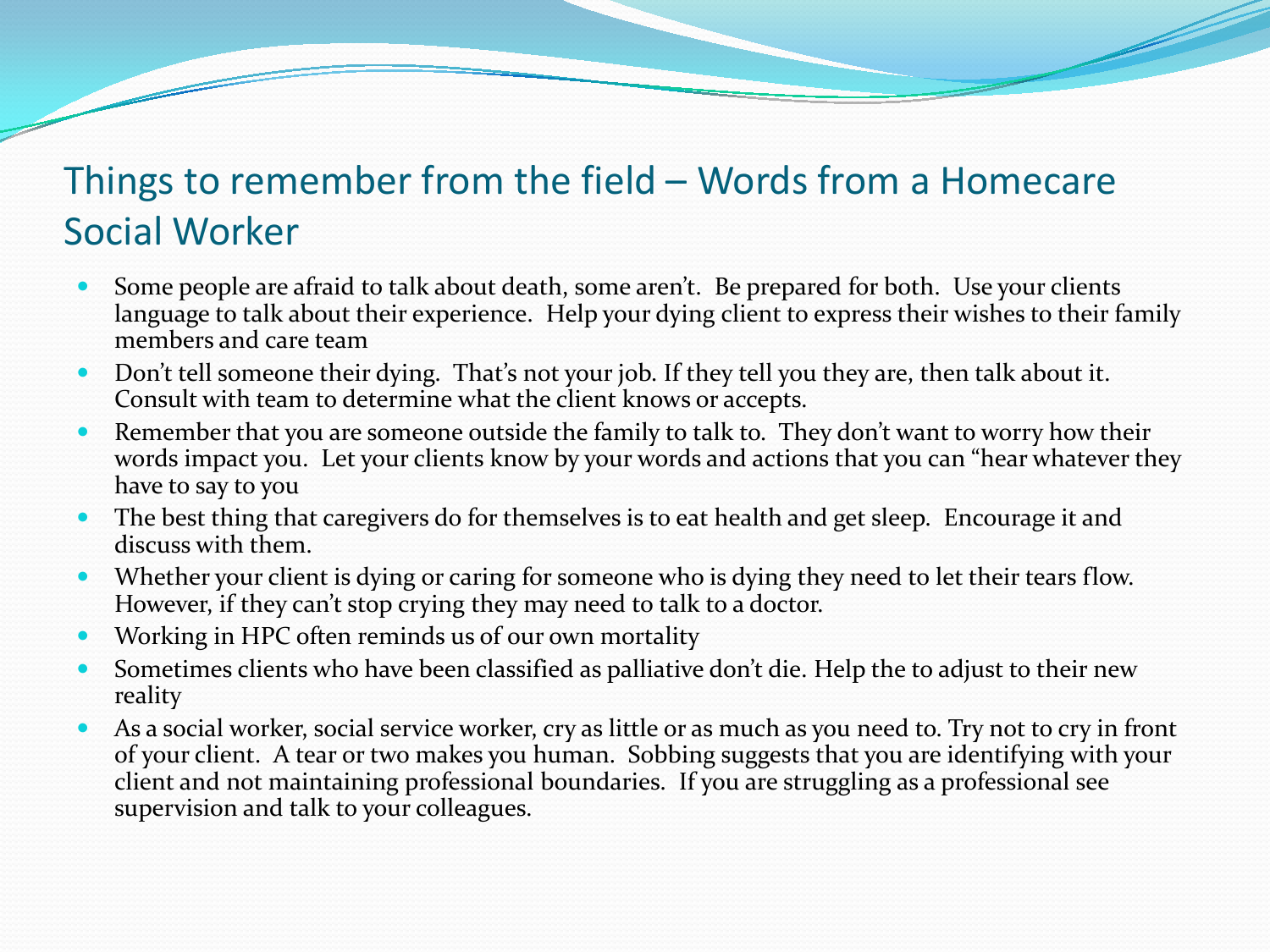# Things to remember from the field – Words from a Homecare Social Worker

- Some people are afraid to talk about death, some aren't. Be prepared for both. Use your clients language to talk about their experience. Help your dying client to express their wishes to their family members and care team
- Don't tell someone their dying. That's not your job. If they tell you they are, then talk about it. Consult with team to determine what the client knows or accepts.
- Remember that you are someone outside the family to talk to. They don't want to worry how their words impact you. Let your clients know by your words and actions that you can "hear whatever they have to say to you
- The best thing that caregivers do for themselves is to eat health and get sleep. Encourage it and discuss with them.
- Whether your client is dying or caring for someone who is dying they need to let their tears flow. However, if they can't stop crying they may need to talk to a doctor.
- Working in HPC often reminds us of our own mortality
- Sometimes clients who have been classified as palliative don't die. Help the to adjust to their new reality
- As a social worker, social service worker, cry as little or as much as you need to. Try not to cry in front of your client. A tear or two makes you human. Sobbing suggests that you are identifying with your client and not maintaining professional boundaries. If you are struggling as a professional see supervision and talk to your colleagues.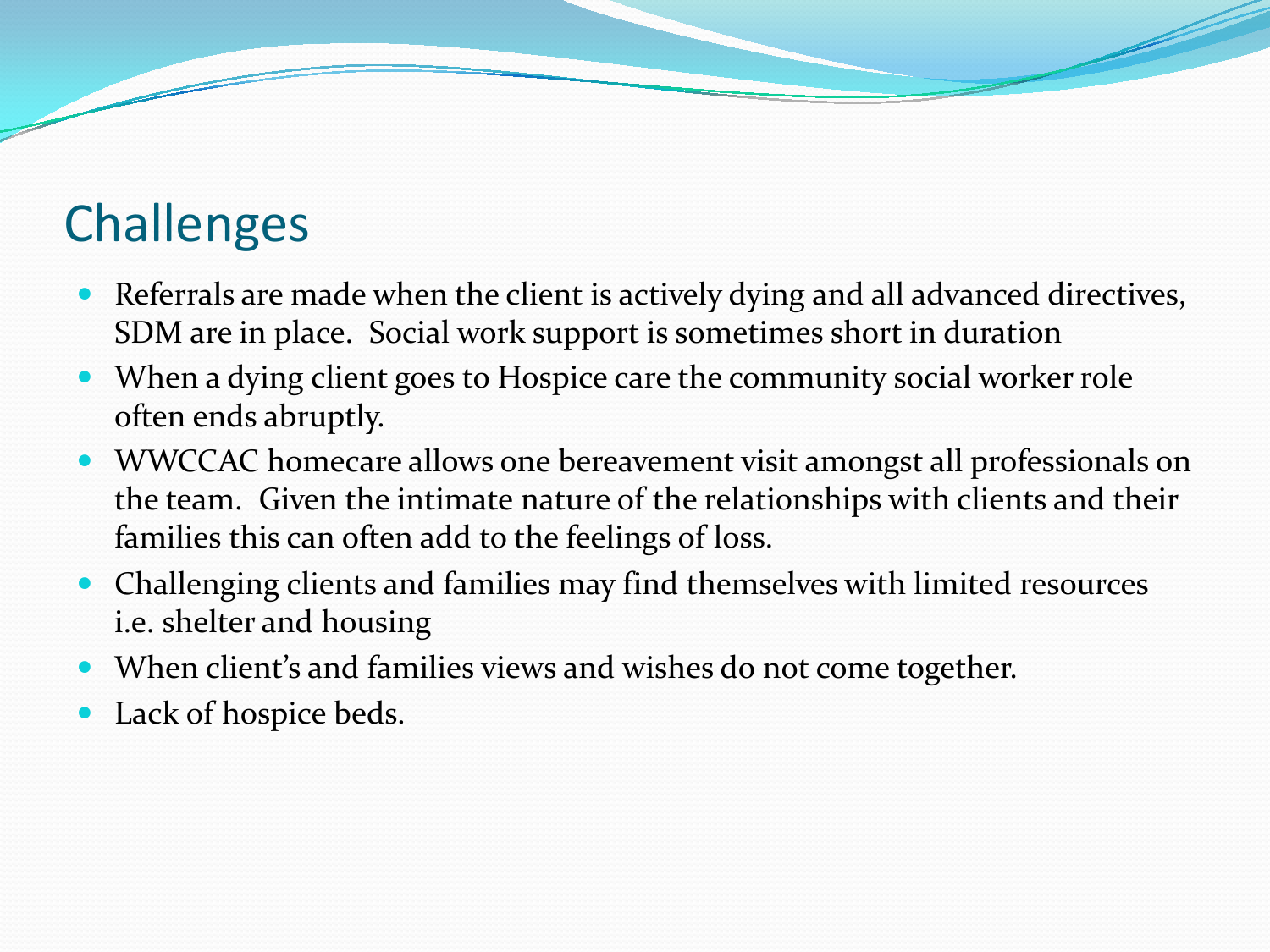# Challenges

- Referrals are made when the client is actively dying and all advanced directives, SDM are in place. Social work support is sometimes short in duration
- When a dying client goes to Hospice care the community social worker role often ends abruptly.
- WWCCAC homecare allows one bereavement visit amongst all professionals on the team. Given the intimate nature of the relationships with clients and their families this can often add to the feelings of loss.
- Challenging clients and families may find themselves with limited resources i.e. shelter and housing
- When client's and families views and wishes do not come together.
- Lack of hospice beds.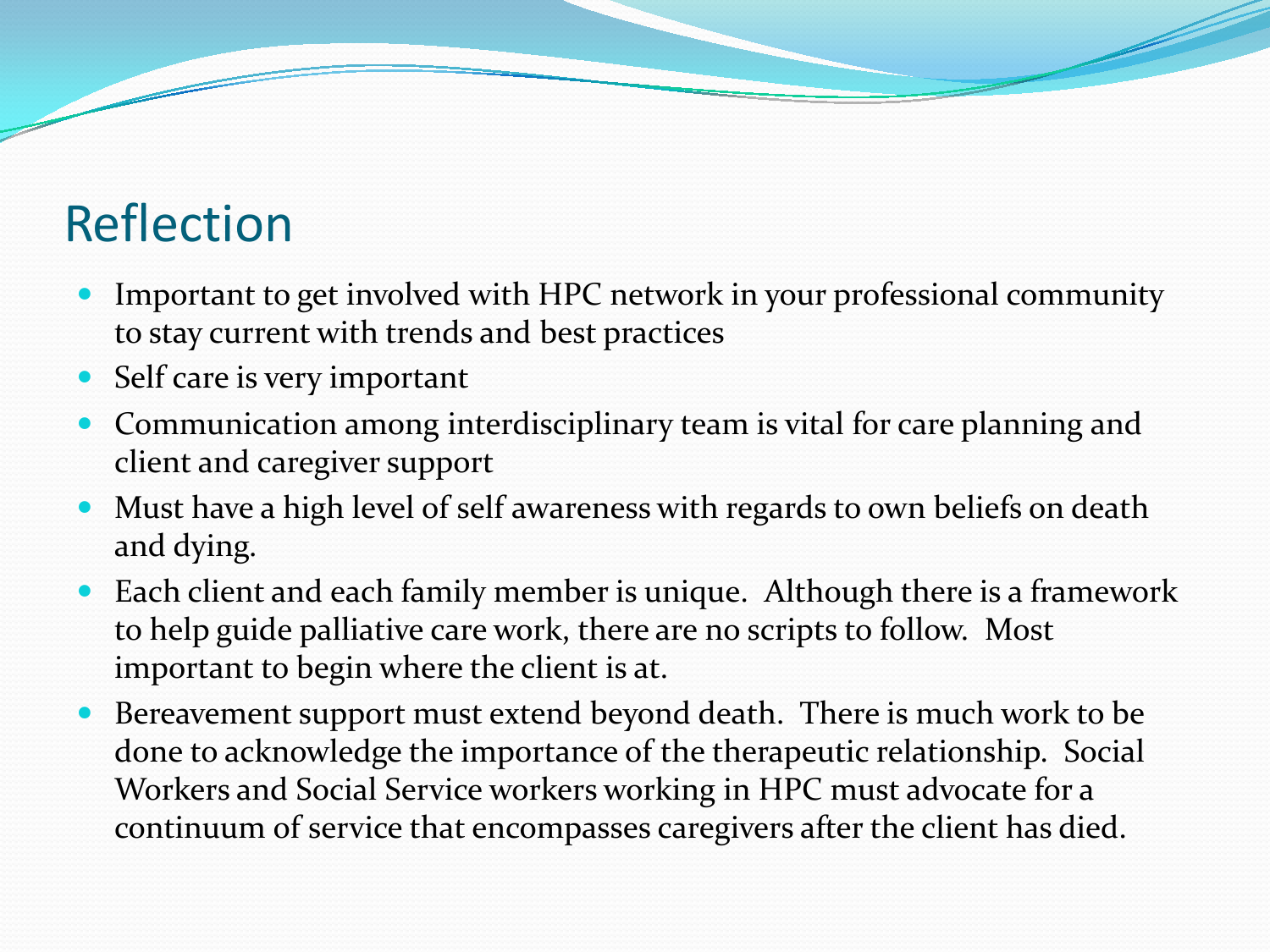# Reflection

- Important to get involved with HPC network in your professional community to stay current with trends and best practices
- Self care is very important
- Communication among interdisciplinary team is vital for care planning and client and caregiver support
- Must have a high level of self awareness with regards to own beliefs on death and dying.
- Each client and each family member is unique. Although there is a framework to help guide palliative care work, there are no scripts to follow. Most important to begin where the client is at.
- Bereavement support must extend beyond death. There is much work to be done to acknowledge the importance of the therapeutic relationship. Social Workers and Social Service workers working in HPC must advocate for a continuum of service that encompasses caregivers after the client has died.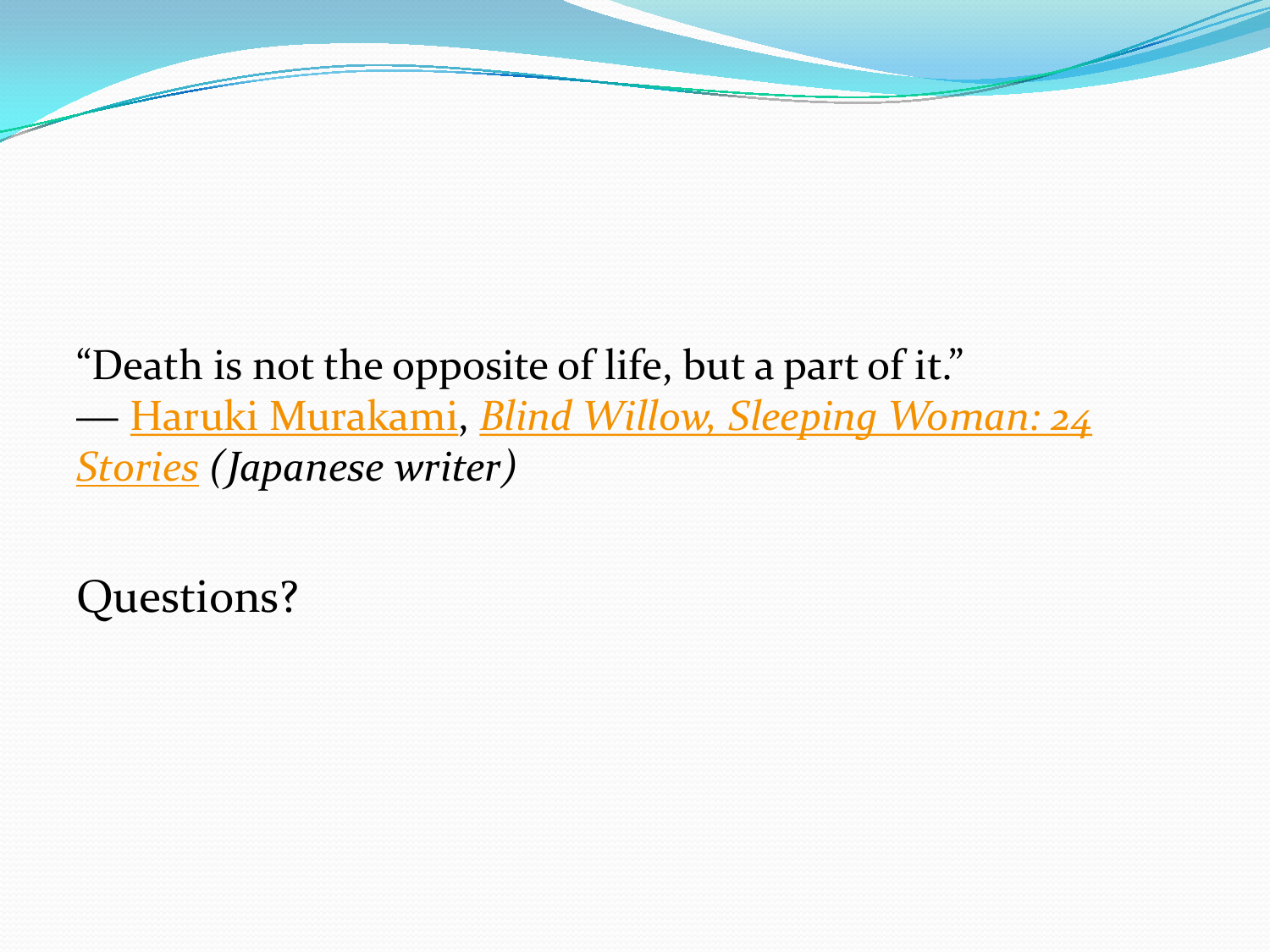“Death is not the opposite of life, but a part of it.”
— Haruki Murakami, *Blind Willow, Sleeping Woman: 24 Stories* *(Japanese writer)*

Questions?